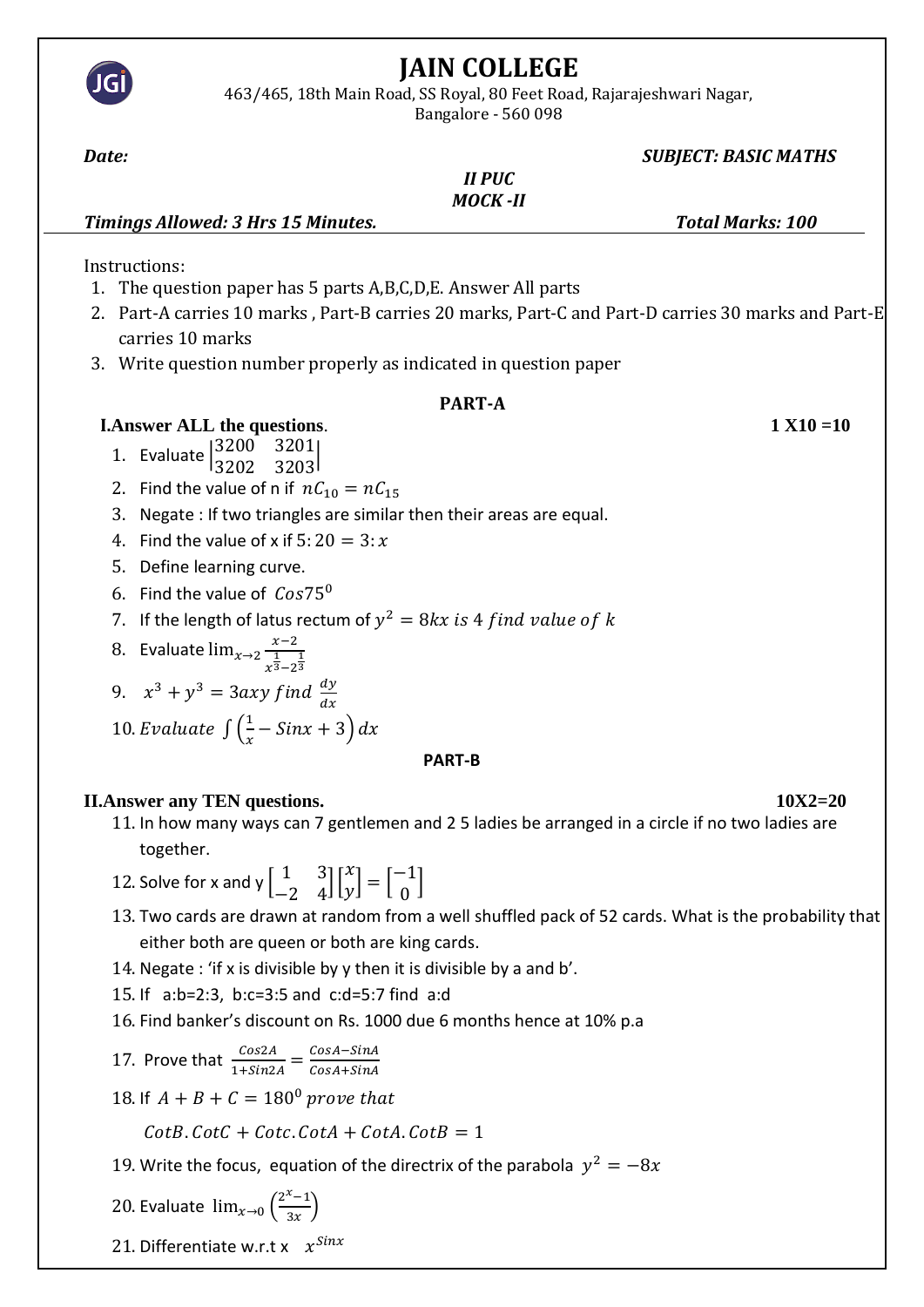# JAIN COLLEGE

463/465, 18th Main Road, SS Royal, 80 Feet Road, Rajarajeshwari Nagar, Bangalore - 560 098

***Date:*** ***SUBJECT: BASIC MATHS***

***II PUC***

***MOCK -II***

***Timings Allowed: 3 Hrs 15 Minutes.*** ***Total Marks: 100***

Instructions:

1. The question paper has 5 parts A,B,C,D,E. Answer All parts
2. Part-A carries 10 marks , Part-B carries 20 marks, Part-C and Part-D carries 30 marks and Part-E carries 10 marks
3. Write question number properly as indicated in question paper

## PART-A

**I.Answer ALL the questions.** **1 X10 =10**

1. Evaluate $\begin{vmatrix} 3200 & 3201 \\ 3202 & 3203 \end{vmatrix}$
2. Find the value of n if $nC_{10} = nC_{15}$
3. Negate : If two triangles are similar then their areas are equal.
4. Find the value of x if $5:20 = 3:x$
5. Define learning curve.
6. Find the value of $Cos75^0$
7. If the length of latus rectum of $y^2 = 8kx \text{ is } 4 \text{ find value of } k$
8. Evaluate $\lim_{x\to 2} \frac{x-2}{x^{\frac{1}{3}} - 2^{\frac{1}{3}}}$
9. $x^3 + y^3 = 3axy \text{ find } \frac{dy}{dx}$
10. $Evaluate \int \left(\frac{1}{x} - Sinx + 3\right) dx$

## PART-B

**II.Answer any TEN questions.** **10X2=20**

11. In how many ways can 7 gentlemen and 2 5 ladies be arranged in a circle if no two ladies are together.
12. Solve for x and y $\begin{bmatrix} 1 & 3 \\ -2 & 4 \end{bmatrix} \begin{bmatrix} x \\ y \end{bmatrix} = \begin{bmatrix} -1 \\ 0 \end{bmatrix}$
13. Two cards are drawn at random from a well shuffled pack of 52 cards. What is the probability that either both are queen or both are king cards.
14. Negate : 'if x is divisible by y then it is divisible by a and b'.
15. If a:b=2:3, b:c=3:5 and c:d=5:7 find a:d
16. Find banker's discount on Rs. 1000 due 6 months hence at 10% p.a
17. Prove that $\frac{Cos2A}{1+Sin2A} = \frac{CosA - SinA}{CosA + SinA}$
18. If $A + B + C = 180^0$ *prove that*

    $CotB.CotC + Cotc.CotA + CotA.CotB = 1$
19. Write the focus, equation of the directrix of the parabola $y^2 = -8x$
20. Evaluate $\lim_{x\to 0} \left(\frac{2^x - 1}{3x}\right)$
21. Differentiate w.r.t x $x^{Sinx}$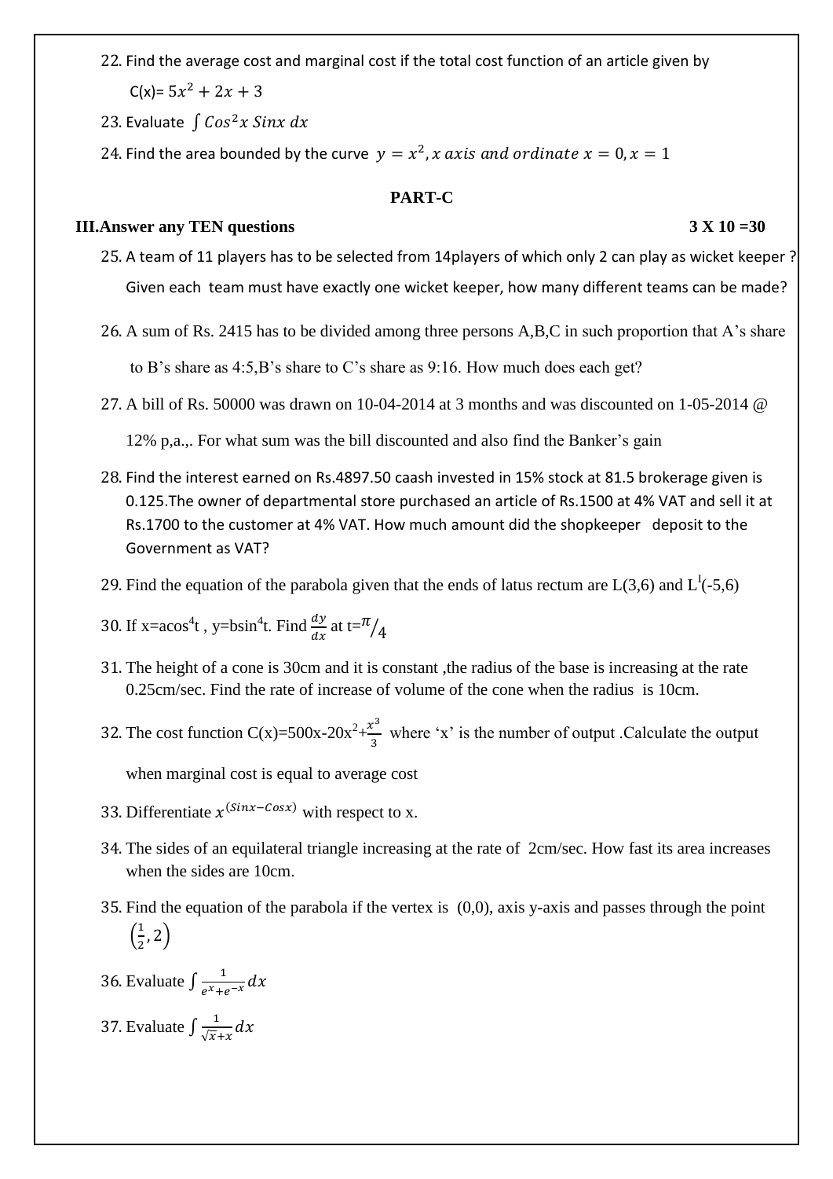22. Find the average cost and marginal cost if the total cost function of an article given by

    C(x)= $5x^2 + 2x + 3$

23. Evaluate $\int Cos^2x\, Sinx\, dx$

24. Find the area bounded by the curve $y = x^2, x\ axis\ and\ ordinate\ x = 0, x = 1$

## PART-C

**III.Answer any TEN questions** **3 X 10 =30**

25. A team of 11 players has to be selected from 14players of which only 2 can play as wicket keeper ? Given each team must have exactly one wicket keeper, how many different teams can be made?

26. A sum of Rs. 2415 has to be divided among three persons A,B,C in such proportion that A's share to B's share as 4:5,B's share to C's share as 9:16. How much does each get?

27. A bill of Rs. 50000 was drawn on 10-04-2014 at 3 months and was discounted on 1-05-2014 @ 12% p,a.,. For what sum was the bill discounted and also find the Banker's gain

28. Find the interest earned on Rs.4897.50 caash invested in 15% stock at 81.5 brokerage given is 0.125.The owner of departmental store purchased an article of Rs.1500 at 4% VAT and sell it at Rs.1700 to the customer at 4% VAT. How much amount did the shopkeeper deposit to the Government as VAT?

29. Find the equation of the parabola given that the ends of latus rectum are L(3,6) and $L^I$(-5,6)

30. If x=a$\cos^4$t , y=b$\sin^4$t. Find $\frac{dy}{dx}$ at t=$\pi/4$

31. The height of a cone is 30cm and it is constant ,the radius of the base is increasing at the rate 0.25cm/sec. Find the rate of increase of volume of the cone when the radius is 10cm.

32. The cost function C(x)=500x-20$x^2$+$\frac{x^3}{3}$ where 'x' is the number of output .Calculate the output when marginal cost is equal to average cost

33. Differentiate $x^{(Sinx - Cosx)}$ with respect to x.

34. The sides of an equilateral triangle increasing at the rate of 2cm/sec. How fast its area increases when the sides are 10cm.

35. Find the equation of the parabola if the vertex is (0,0), axis y-axis and passes through the point $\left(\frac{1}{2}, 2\right)$

36. Evaluate $\int \frac{1}{e^x + e^{-x}} dx$

37. Evaluate $\int \frac{1}{\sqrt{x} + x} dx$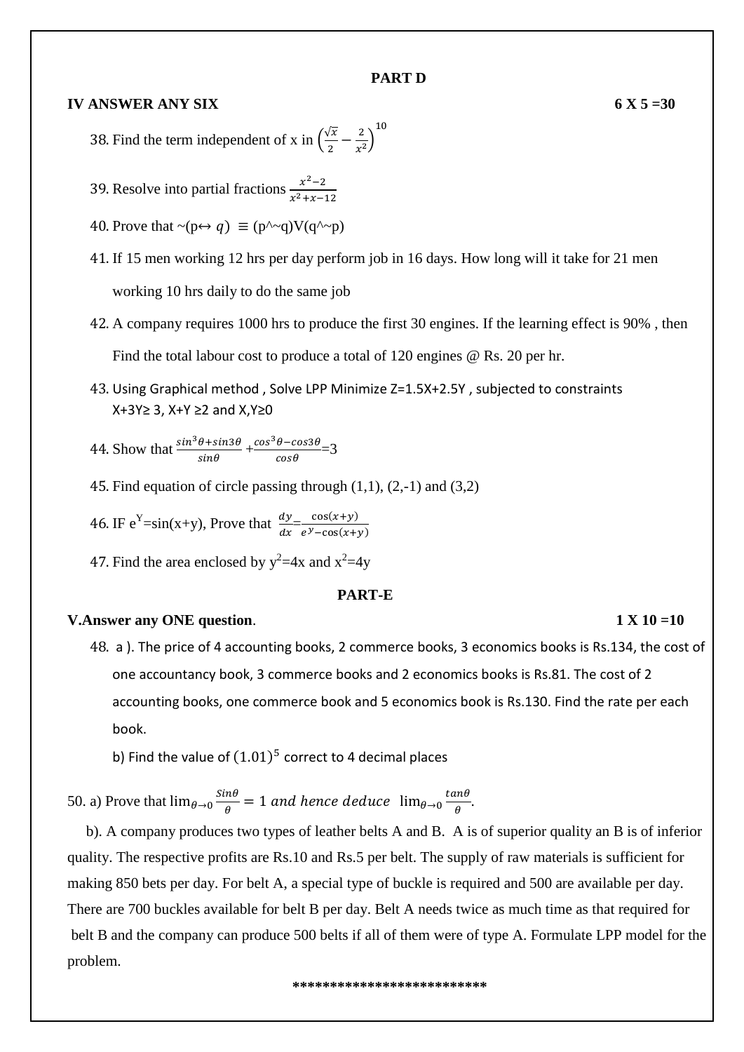**PART D**

**IV ANSWER ANY SIX** **6 X 5 =30**

38. Find the term independent of x in $\left(\frac{\sqrt{x}}{2}-\frac{2}{x^2}\right)^{10}$

39. Resolve into partial fractions $\frac{x^2-2}{x^2+x-12}$

40. Prove that ~(p↔ $q$) ≡ (p^~q)V(q^~p)

41. If 15 men working 12 hrs per day perform job in 16 days. How long will it take for 21 men working 10 hrs daily to do the same job

42. A company requires 1000 hrs to produce the first 30 engines. If the learning effect is 90% , then Find the total labour cost to produce a total of 120 engines @ Rs. 20 per hr.

43. Using Graphical method , Solve LPP Minimize Z=1.5X+2.5Y , subjected to constraints X+3Y≥ 3, X+Y ≥2 and X,Y≥0

44. Show that $\frac{sin^3\theta+sin3\theta}{sin\theta}+\frac{cos^3\theta-cos3\theta}{cos\theta}=3$

45. Find equation of circle passing through (1,1), (2,-1) and (3,2)

46. IF $e^Y$=sin(x+y), Prove that $\frac{dy}{dx}=\frac{\cos(x+y)}{e^y-\cos(x+y)}$

47. Find the area enclosed by $y^2$=4x and $x^2$=4y

**PART-E**

**V.Answer any ONE question**. **1 X 10 =10**

48. a ). The price of 4 accounting books, 2 commerce books, 3 economics books is Rs.134, the cost of one accountancy book, 3 commerce books and 2 economics books is Rs.81. The cost of 2 accounting books, one commerce book and 5 economics book is Rs.130. Find the rate per each book.

b) Find the value of $(1.01)^5$ correct to 4 decimal places

50. a) Prove that $\lim_{\theta\to 0}\frac{Sin\theta}{\theta}=1$ *and hence deduce* $\lim_{\theta\to 0}\frac{tan\theta}{\theta}$.

b). A company produces two types of leather belts A and B. A is of superior quality an B is of inferior quality. The respective profits are Rs.10 and Rs.5 per belt. The supply of raw materials is sufficient for making 850 bets per day. For belt A, a special type of buckle is required and 500 are available per day. There are 700 buckles available for belt B per day. Belt A needs twice as much time as that required for belt B and the company can produce 500 belts if all of them were of type A. Formulate LPP model for the problem.

*************************